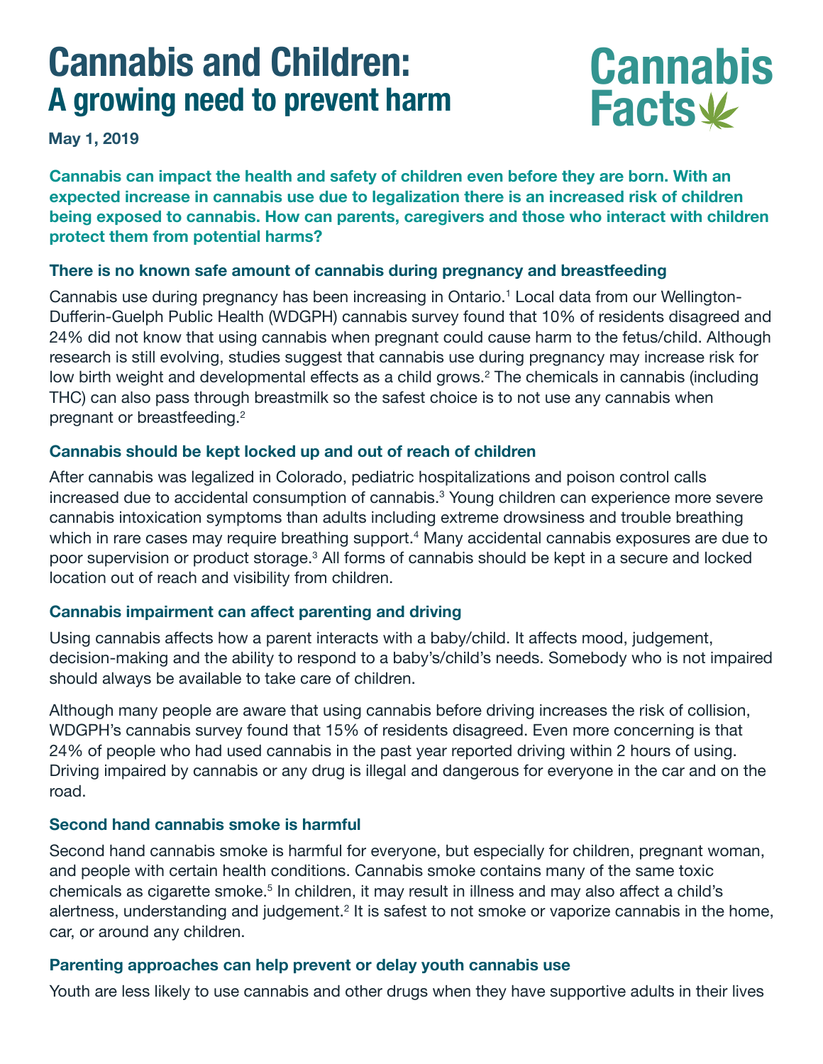# Cannabis and Children:
## A growing need to prevent harm

Cannabis Facts

**May 1, 2019**

**Cannabis can impact the health and safety of children even before they are born. With an expected increase in cannabis use due to legalization there is an increased risk of children being exposed to cannabis. How can parents, caregivers and those who interact with children protect them from potential harms?**

### There is no known safe amount of cannabis during pregnancy and breastfeeding

Cannabis use during pregnancy has been increasing in Ontario.[1] Local data from our Wellington-Dufferin-Guelph Public Health (WDGPH) cannabis survey found that 10% of residents disagreed and 24% did not know that using cannabis when pregnant could cause harm to the fetus/child. Although research is still evolving, studies suggest that cannabis use during pregnancy may increase risk for low birth weight and developmental effects as a child grows.[2] The chemicals in cannabis (including THC) can also pass through breastmilk so the safest choice is to not use any cannabis when pregnant or breastfeeding.[2]

### Cannabis should be kept locked up and out of reach of children

After cannabis was legalized in Colorado, pediatric hospitalizations and poison control calls increased due to accidental consumption of cannabis.[3] Young children can experience more severe cannabis intoxication symptoms than adults including extreme drowsiness and trouble breathing which in rare cases may require breathing support.[4] Many accidental cannabis exposures are due to poor supervision or product storage.[3] All forms of cannabis should be kept in a secure and locked location out of reach and visibility from children.

### Cannabis impairment can affect parenting and driving

Using cannabis affects how a parent interacts with a baby/child. It affects mood, judgement, decision-making and the ability to respond to a baby's/child's needs. Somebody who is not impaired should always be available to take care of children.

Although many people are aware that using cannabis before driving increases the risk of collision, WDGPH's cannabis survey found that 15% of residents disagreed. Even more concerning is that 24% of people who had used cannabis in the past year reported driving within 2 hours of using. Driving impaired by cannabis or any drug is illegal and dangerous for everyone in the car and on the road.

### Second hand cannabis smoke is harmful

Second hand cannabis smoke is harmful for everyone, but especially for children, pregnant woman, and people with certain health conditions. Cannabis smoke contains many of the same toxic chemicals as cigarette smoke.[5] In children, it may result in illness and may also affect a child's alertness, understanding and judgement.[2] It is safest to not smoke or vaporize cannabis in the home, car, or around any children.

### Parenting approaches can help prevent or delay youth cannabis use

Youth are less likely to use cannabis and other drugs when they have supportive adults in their lives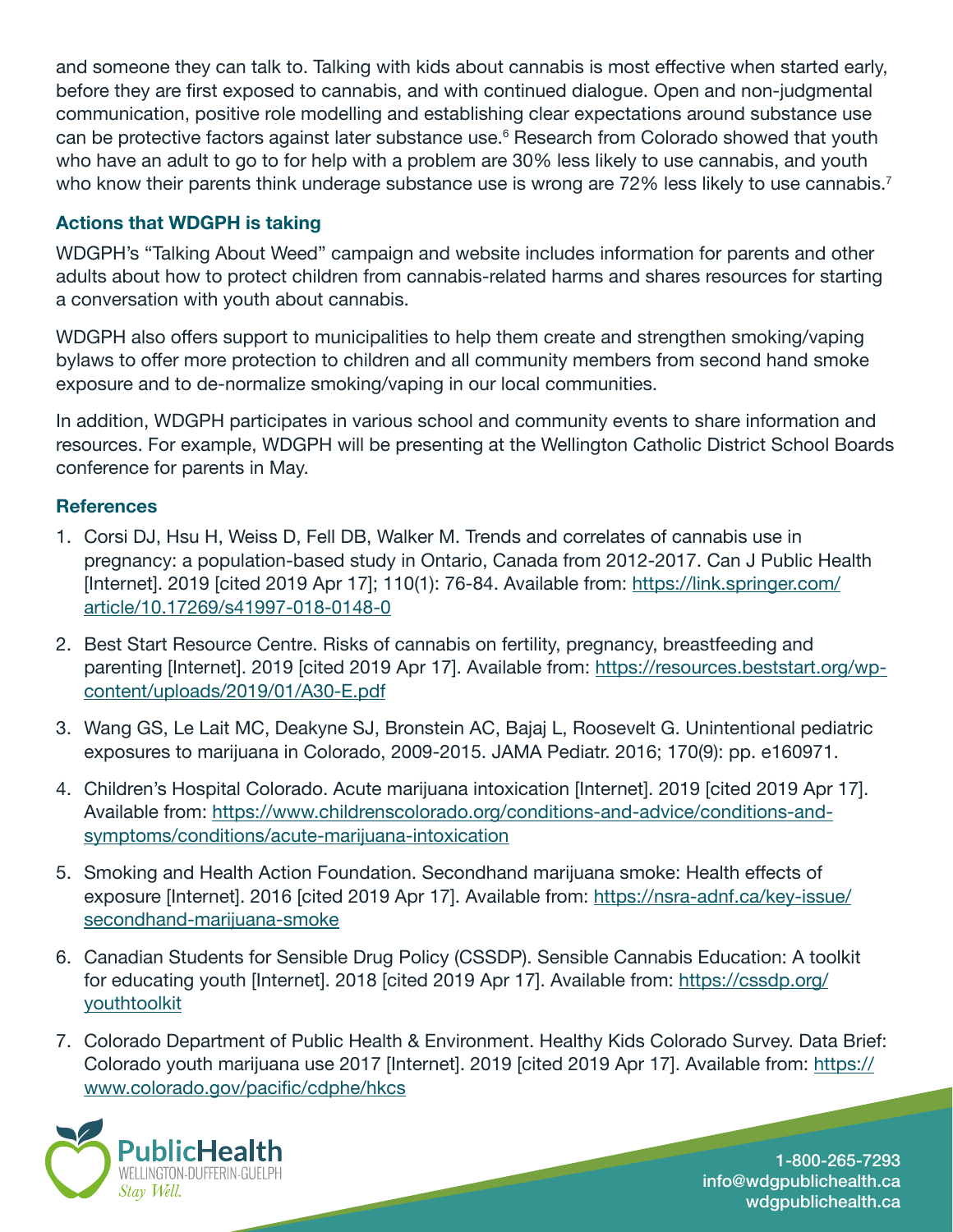and someone they can talk to. Talking with kids about cannabis is most effective when started early, before they are first exposed to cannabis, and with continued dialogue. Open and non-judgmental communication, positive role modelling and establishing clear expectations around substance use can be protective factors against later substance use.[6] Research from Colorado showed that youth who have an adult to go to for help with a problem are 30% less likely to use cannabis, and youth who know their parents think underage substance use is wrong are 72% less likely to use cannabis.[7]

### Actions that WDGPH is taking

WDGPH's "Talking About Weed" campaign and website includes information for parents and other adults about how to protect children from cannabis-related harms and shares resources for starting a conversation with youth about cannabis.

WDGPH also offers support to municipalities to help them create and strengthen smoking/vaping bylaws to offer more protection to children and all community members from second hand smoke exposure and to de-normalize smoking/vaping in our local communities.

In addition, WDGPH participates in various school and community events to share information and resources. For example, WDGPH will be presenting at the Wellington Catholic District School Boards conference for parents in May.

### References

1. Corsi DJ, Hsu H, Weiss D, Fell DB, Walker M. Trends and correlates of cannabis use in pregnancy: a population-based study in Ontario, Canada from 2012-2017. Can J Public Health [Internet]. 2019 [cited 2019 Apr 17]; 110(1): 76-84. Available from: https://link.springer.com/article/10.17269/s41997-018-0148-0
2. Best Start Resource Centre. Risks of cannabis on fertility, pregnancy, breastfeeding and parenting [Internet]. 2019 [cited 2019 Apr 17]. Available from: https://resources.beststart.org/wp-content/uploads/2019/01/A30-E.pdf
3. Wang GS, Le Lait MC, Deakyne SJ, Bronstein AC, Bajaj L, Roosevelt G. Unintentional pediatric exposures to marijuana in Colorado, 2009-2015. JAMA Pediatr. 2016; 170(9): pp. e160971.
4. Children's Hospital Colorado. Acute marijuana intoxication [Internet]. 2019 [cited 2019 Apr 17]. Available from: https://www.childrenscolorado.org/conditions-and-advice/conditions-and-symptoms/conditions/acute-marijuana-intoxication
5. Smoking and Health Action Foundation. Secondhand marijuana smoke: Health effects of exposure [Internet]. 2016 [cited 2019 Apr 17]. Available from: https://nsra-adnf.ca/key-issue/secondhand-marijuana-smoke
6. Canadian Students for Sensible Drug Policy (CSSDP). Sensible Cannabis Education: A toolkit for educating youth [Internet]. 2018 [cited 2019 Apr 17]. Available from: https://cssdp.org/youthtoolkit
7. Colorado Department of Public Health & Environment. Healthy Kids Colorado Survey. Data Brief: Colorado youth marijuana use 2017 [Internet]. 2019 [cited 2019 Apr 17]. Available from: https://www.colorado.gov/pacific/cdphe/hkcs

PublicHealth
WELLINGTON-DUFFERIN-GUELPH
*Stay Well.*

1-800-265-7293
info@wdgpublichealth.ca
wdgpublichealth.ca